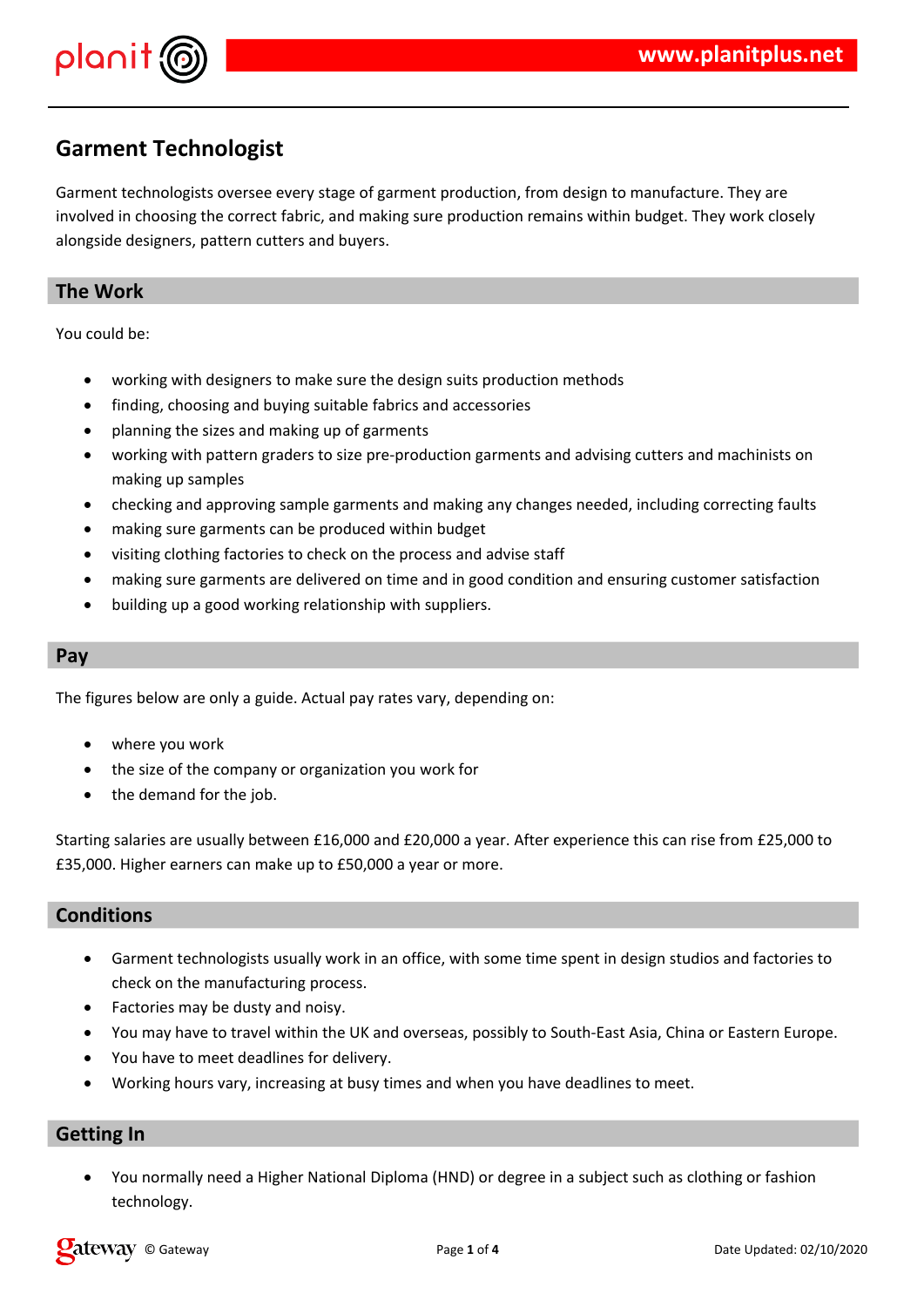# Garment Technologist

Garment technologists oversee every stage of garment production, from design to manufacture. They are involved in choosing the correct fabric, and making sure production remains within budget. They work closely alongside designers, pattern cutters and buyers.

## The Work

You could be:

- working with designers to make sure the design suits production methods
- finding, choosing and buying suitable fabrics and accessories
- planning the sizes and making up of garments
- working with pattern graders to size pre-production garments and advising cutters and machinists on making up samples
- checking and approving sample garments and making any changes needed, including correcting faults
- making sure garments can be produced within budget
- visiting clothing factories to check on the process and advise staff
- making sure garments are delivered on time and in good condition and ensuring customer satisfaction
- building up a good working relationship with suppliers.

## Pay

The figures below are only a guide. Actual pay rates vary, depending on:

- where you work
- the size of the company or organization you work for
- the demand for the job.

Starting salaries are usually between £16,000 and £20,000 a year. After experience this can rise from £25,000 to £35,000. Higher earners can make up to £50,000 a year or more.

## Conditions

- Garment technologists usually work in an office, with some time spent in design studios and factories to check on the manufacturing process.
- Factories may be dusty and noisy.
- You may have to travel within the UK and overseas, possibly to South-East Asia, China or Eastern Europe.
- You have to meet deadlines for delivery.
- Working hours vary, increasing at busy times and when you have deadlines to meet.

## Getting In

- You normally need a Higher National Diploma (HND) or degree in a subject such as clothing or fashion technology.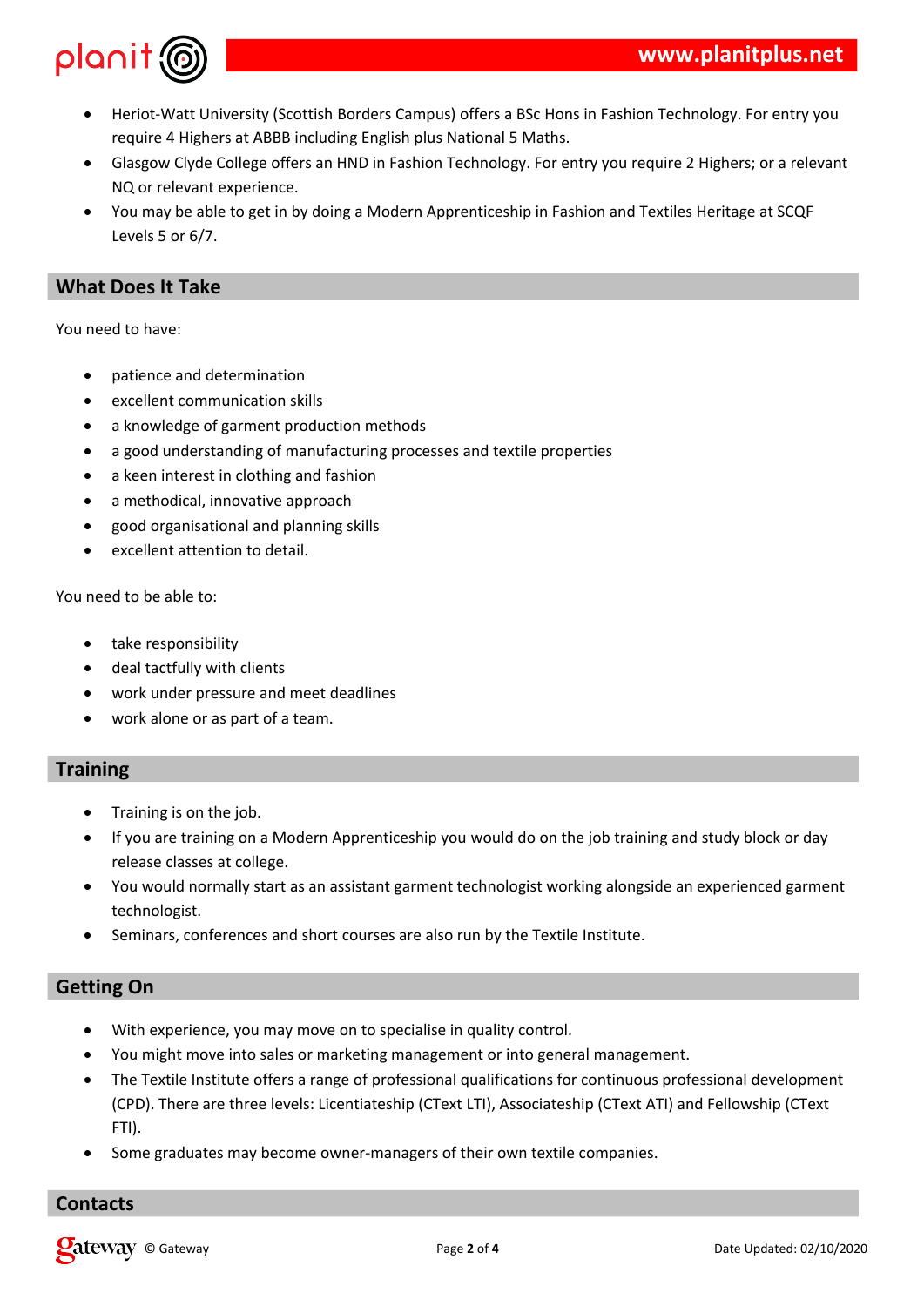- Heriot-Watt University (Scottish Borders Campus) offers a BSc Hons in Fashion Technology. For entry you require 4 Highers at ABBB including English plus National 5 Maths.
- Glasgow Clyde College offers an HND in Fashion Technology. For entry you require 2 Highers; or a relevant NQ or relevant experience.
- You may be able to get in by doing a Modern Apprenticeship in Fashion and Textiles Heritage at SCQF Levels 5 or 6/7.

## What Does It Take

You need to have:

- patience and determination
- excellent communication skills
- a knowledge of garment production methods
- a good understanding of manufacturing processes and textile properties
- a keen interest in clothing and fashion
- a methodical, innovative approach
- good organisational and planning skills
- excellent attention to detail.

You need to be able to:

- take responsibility
- deal tactfully with clients
- work under pressure and meet deadlines
- work alone or as part of a team.

## Training

- Training is on the job.
- If you are training on a Modern Apprenticeship you would do on the job training and study block or day release classes at college.
- You would normally start as an assistant garment technologist working alongside an experienced garment technologist.
- Seminars, conferences and short courses are also run by the Textile Institute.

## Getting On

- With experience, you may move on to specialise in quality control.
- You might move into sales or marketing management or into general management.
- The Textile Institute offers a range of professional qualifications for continuous professional development (CPD). There are three levels: Licentiateship (CText LTI), Associateship (CText ATI) and Fellowship (CText FTI).
- Some graduates may become owner-managers of their own textile companies.

## Contacts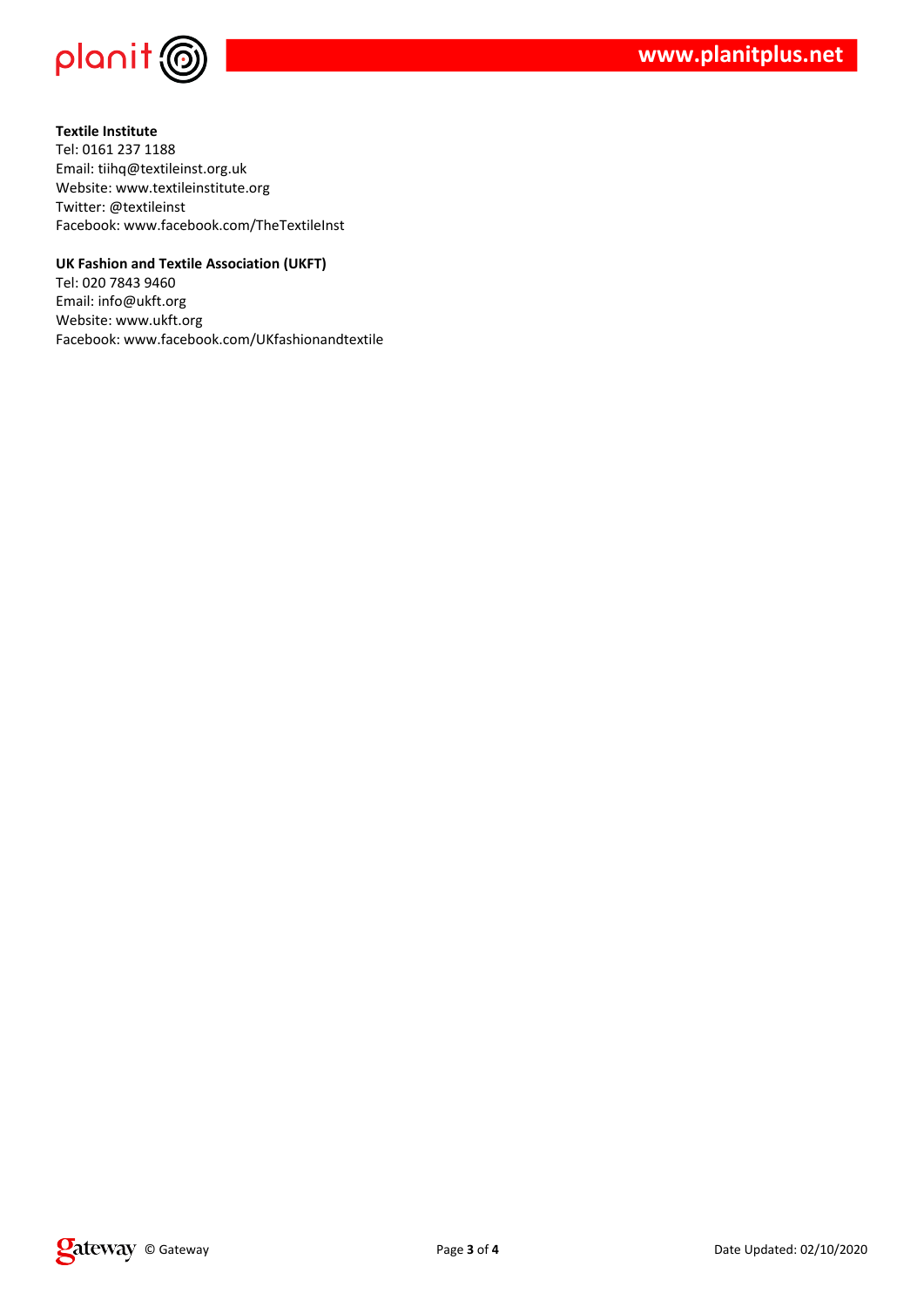**Textile Institute**
Tel: 0161 237 1188
Email: tiihq@textileinst.org.uk
Website: www.textileinstitute.org
Twitter: @textileinst
Facebook: www.facebook.com/TheTextileInst

**UK Fashion and Textile Association (UKFT)**
Tel: 020 7843 9460
Email: info@ukft.org
Website: www.ukft.org
Facebook: www.facebook.com/UKfashionandtextile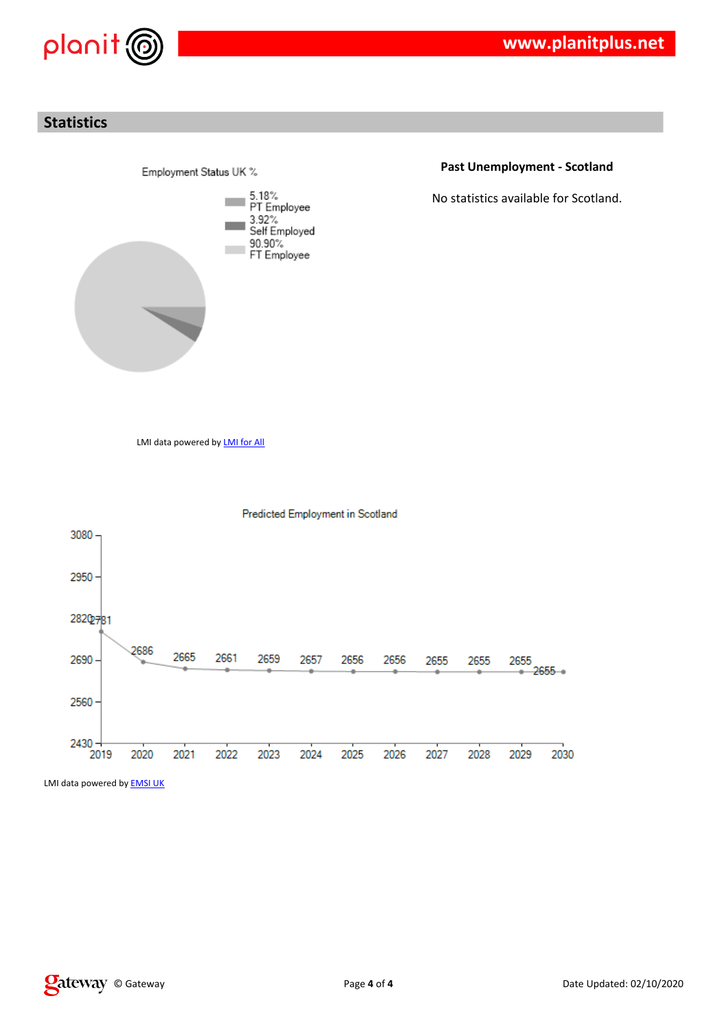## Statistics

Employment Status UK %

5.18%
PT Employee
3.92%
Self Employed
90.90%
FT Employee

LMI data powered by [LMI for All]

**Past Unemployment - Scotland**

No statistics available for Scotland.

Predicted Employment in Scotland

3080
2950
2820
2690
2560
2430

2019 2020 2021 2022 2023 2024 2025 2026 2027 2028 2029 2030

2781 2686 2665 2661 2659 2657 2656 2656 2655 2655 2655 2655

LMI data powered by [EMSI UK]